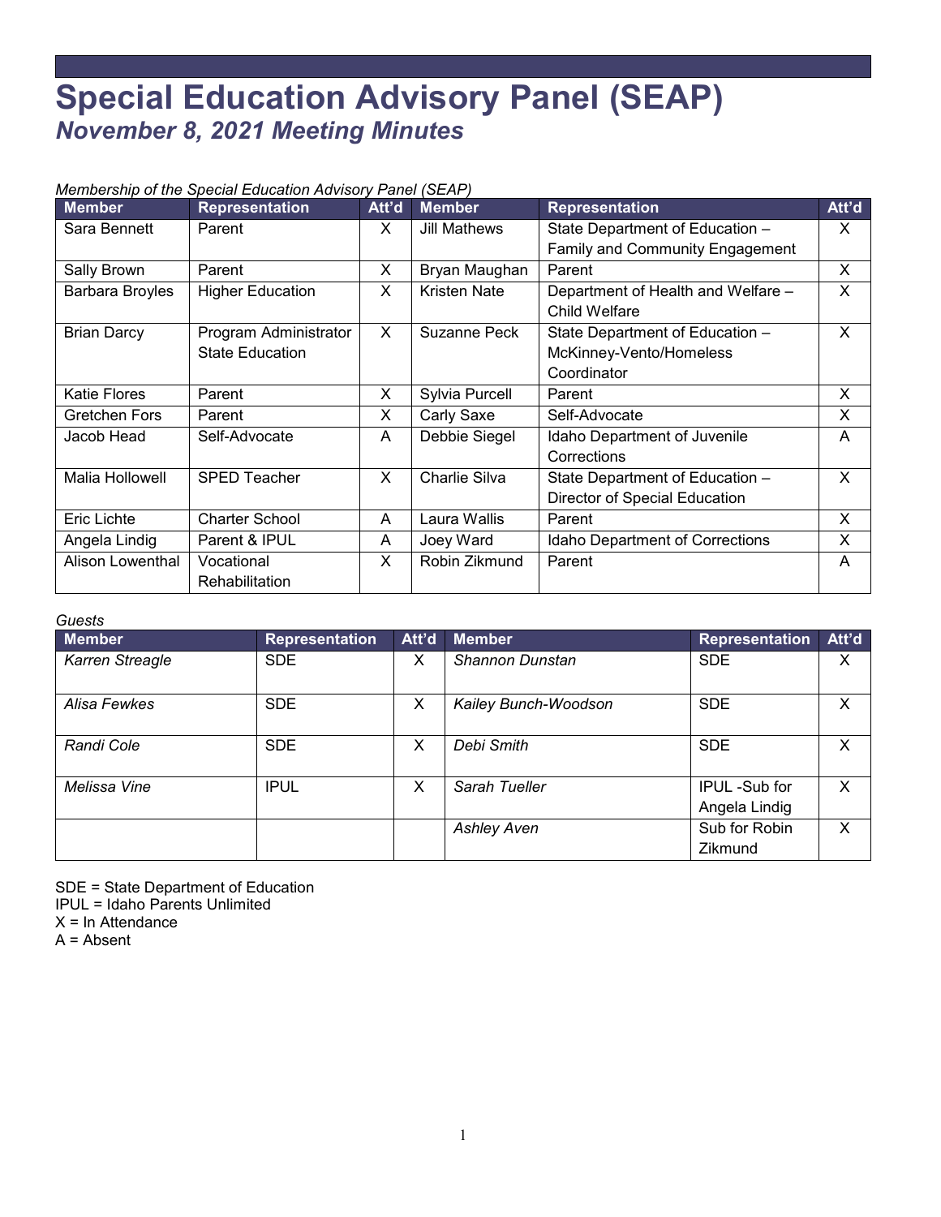# Special Education Advisory Panel (SEAP)

## *November 8, 2021 Meeting Minutes*

*Membership of the Special Education Advisory Panel (SEAP)*

| Member | Representation | Att'd | Member | Representation | Att'd |
|---|---|---|---|---|---|
| Sara Bennett | Parent | X | Jill Mathews | State Department of Education – Family and Community Engagement | X |
| Sally Brown | Parent | X | Bryan Maughan | Parent | X |
| Barbara Broyles | Higher Education | X | Kristen Nate | Department of Health and Welfare – Child Welfare | X |
| Brian Darcy | Program Administrator State Education | X | Suzanne Peck | State Department of Education – McKinney-Vento/Homeless Coordinator | X |
| Katie Flores | Parent | X | Sylvia Purcell | Parent | X |
| Gretchen Fors | Parent | X | Carly Saxe | Self-Advocate | X |
| Jacob Head | Self-Advocate | A | Debbie Siegel | Idaho Department of Juvenile Corrections | A |
| Malia Hollowell | SPED Teacher | X | Charlie Silva | State Department of Education – Director of Special Education | X |
| Eric Lichte | Charter School | A | Laura Wallis | Parent | X |
| Angela Lindig | Parent & IPUL | A | Joey Ward | Idaho Department of Corrections | X |
| Alison Lowenthal | Vocational Rehabilitation | X | Robin Zikmund | Parent | A |

*Guests*

| Member | Representation | Att'd | Member | Representation | Att'd |
|---|---|---|---|---|---|
| *Karren Streagle* | SDE | X | *Shannon Dunstan* | SDE | X |
| *Alisa Fewkes* | SDE | X | *Kailey Bunch-Woodson* | SDE | X |
| *Randi Cole* | SDE | X | *Debi Smith* | SDE | X |
| *Melissa Vine* | IPUL | X | *Sarah Tueller* | IPUL -Sub for Angela Lindig | X |
| | | | *Ashley Aven* | Sub for Robin Zikmund | X |

SDE = State Department of Education
IPUL = Idaho Parents Unlimited
X = In Attendance
A = Absent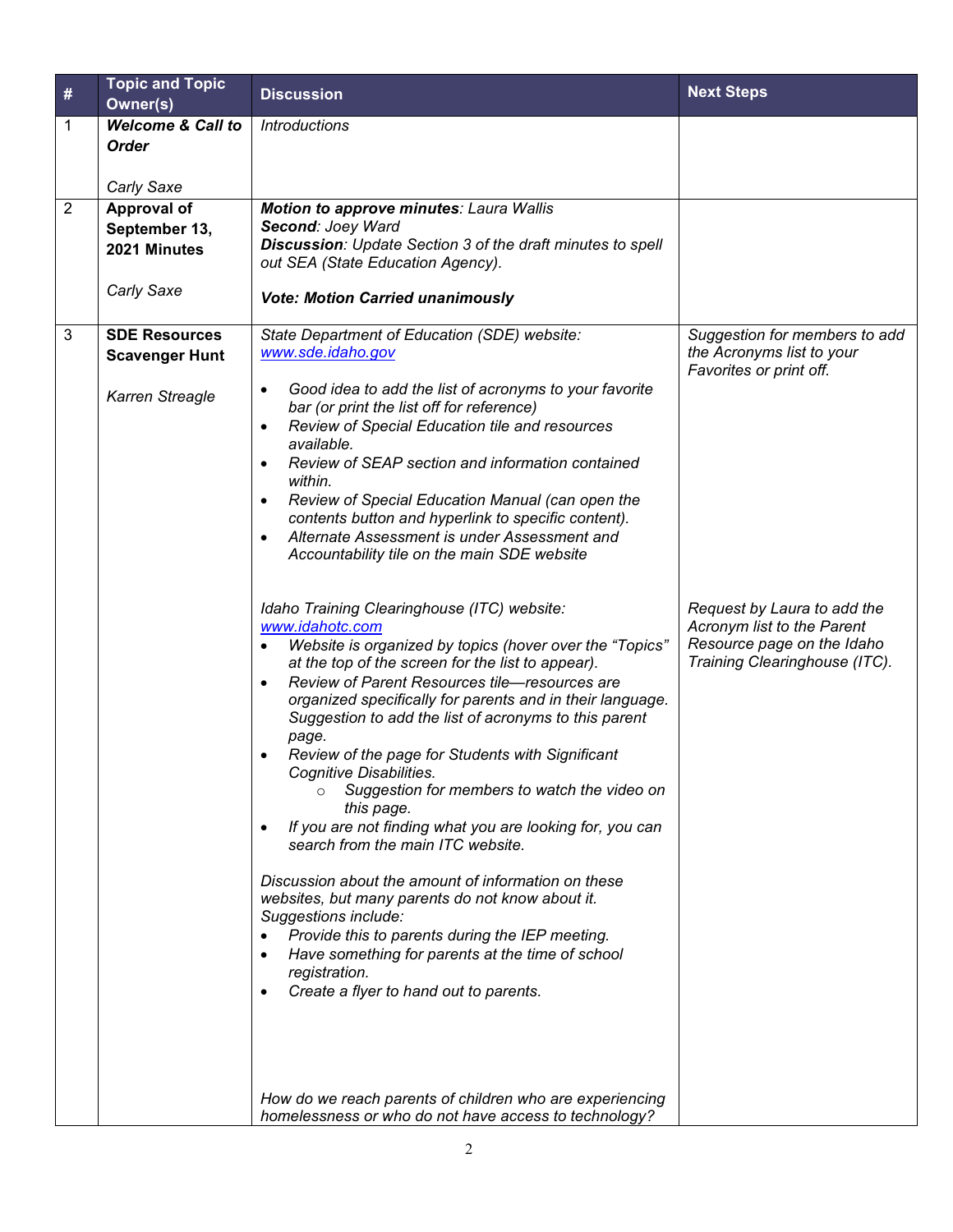| # | Topic and Topic Owner(s) | Discussion | Next Steps |
|---|---|---|---|
| 1 | ***Welcome & Call to Order***<br><br>*Carly Saxe* | *Introductions* | |
| 2 | **Approval of September 13, 2021 Minutes**<br><br>*Carly Saxe* | ***Motion to approve minutes**: Laura Wallis*<br>***Second**: Joey Ward*<br>***Discussion**: Update Section 3 of the draft minutes to spell out SEA (State Education Agency).*<br><br>***Vote: Motion Carried unanimously*** | |
| 3 | **SDE Resources Scavenger Hunt**<br><br>*Karren Streagle* | *State Department of Education (SDE) website: [www.sde.idaho.gov](www.sde.idaho.gov)*<br>• *Good idea to add the list of acronyms to your favorite bar (or print the list off for reference)*<br>• *Review of Special Education tile and resources available.*<br>• *Review of SEAP section and information contained within.*<br>• *Review of Special Education Manual (can open the contents button and hyperlink to specific content).*<br>• *Alternate Assessment is under Assessment and Accountability tile on the main SDE website*<br><br>*Idaho Training Clearinghouse (ITC) website: [www.idahotc.com](www.idahotc.com)*<br>• *Website is organized by topics (hover over the "Topics" at the top of the screen for the list to appear).*<br>• *Review of Parent Resources tile—resources are organized specifically for parents and in their language. Suggestion to add the list of acronyms to this parent page.*<br>• *Review of the page for Students with Significant Cognitive Disabilities.*<br>&nbsp;&nbsp;&nbsp;&nbsp;○ *Suggestion for members to watch the video on this page.*<br>• *If you are not finding what you are looking for, you can search from the main ITC website.*<br><br>*Discussion about the amount of information on these websites, but many parents do not know about it. Suggestions include:*<br>• *Provide this to parents during the IEP meeting.*<br>• *Have something for parents at the time of school registration.*<br>• *Create a flyer to hand out to parents.*<br><br>*How do we reach parents of children who are experiencing homelessness or who do not have access to technology?* | *Suggestion for members to add the Acronyms list to your Favorites or print off.*<br><br>*Request by Laura to add the Acronym list to the Parent Resource page on the Idaho Training Clearinghouse (ITC).* |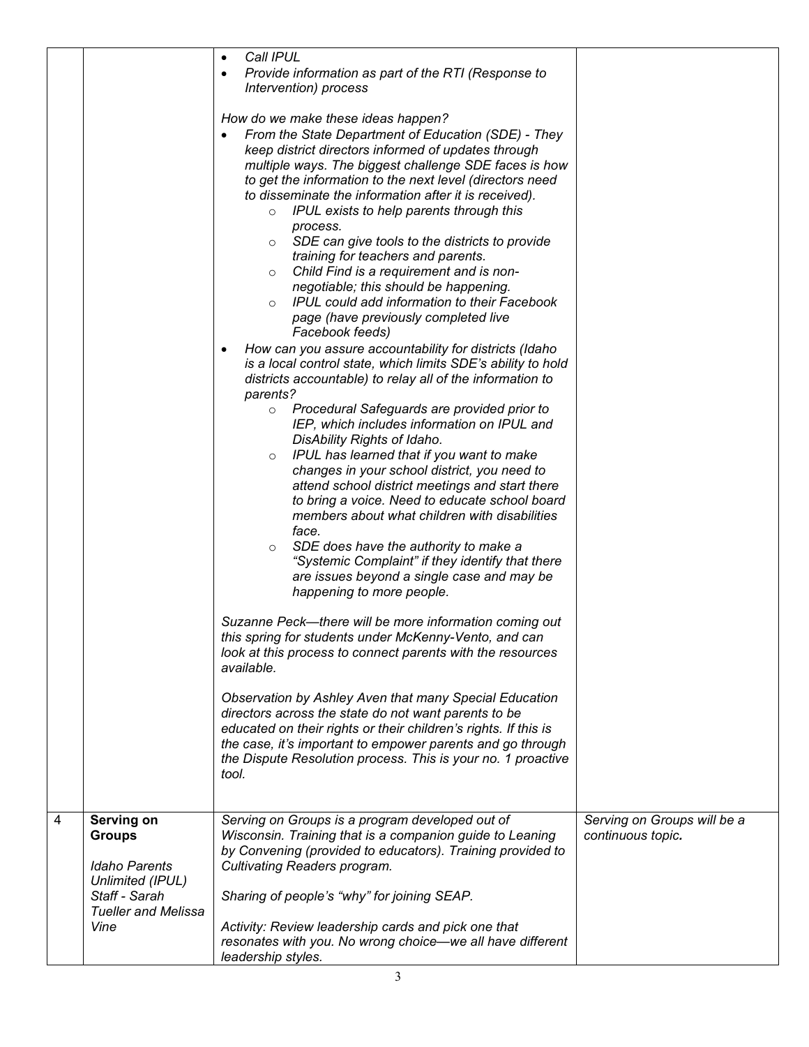| | | | |
|---|---|---|---|
| | | • *Call IPUL*<br>• *Provide information as part of the RTI (Response to Intervention) process*<br><br>*How do we make these ideas happen?*<br>• *From the State Department of Education (SDE) - They keep district directors informed of updates through multiple ways. The biggest challenge SDE faces is how to get the information to the next level (directors need to disseminate the information after it is received).*<br>  ○ *IPUL exists to help parents through this process.*<br>  ○ *SDE can give tools to the districts to provide training for teachers and parents.*<br>  ○ *Child Find is a requirement and is non-negotiable; this should be happening.*<br>  ○ *IPUL could add information to their Facebook page (have previously completed live Facebook feeds)*<br>• *How can you assure accountability for districts (Idaho is a local control state, which limits SDE's ability to hold districts accountable) to relay all of the information to parents?*<br>  ○ *Procedural Safeguards are provided prior to IEP, which includes information on IPUL and DisAbility Rights of Idaho.*<br>  ○ *IPUL has learned that if you want to make changes in your school district, you need to attend school district meetings and start there to bring a voice. Need to educate school board members about what children with disabilities face.*<br>  ○ *SDE does have the authority to make a "Systemic Complaint" if they identify that there are issues beyond a single case and may be happening to more people.*<br><br>*Suzanne Peck—there will be more information coming out this spring for students under McKenny-Vento, and can look at this process to connect parents with the resources available.*<br><br>*Observation by Ashley Aven that many Special Education directors across the state do not want parents to be educated on their rights or their children's rights. If this is the case, it's important to empower parents and go through the Dispute Resolution process. This is your no. 1 proactive tool.* | |
| 4 | **Serving on Groups**<br><br>*Idaho Parents Unlimited (IPUL) Staff - Sarah Tueller and Melissa Vine* | *Serving on Groups is a program developed out of Wisconsin. Training that is a companion guide to Leaning by Convening (provided to educators). Training provided to Cultivating Readers program.*<br><br>*Sharing of people's "why" for joining SEAP.*<br><br>*Activity: Review leadership cards and pick one that resonates with you. No wrong choice—we all have different leadership styles.* | *Serving on Groups will be a continuous topic.* |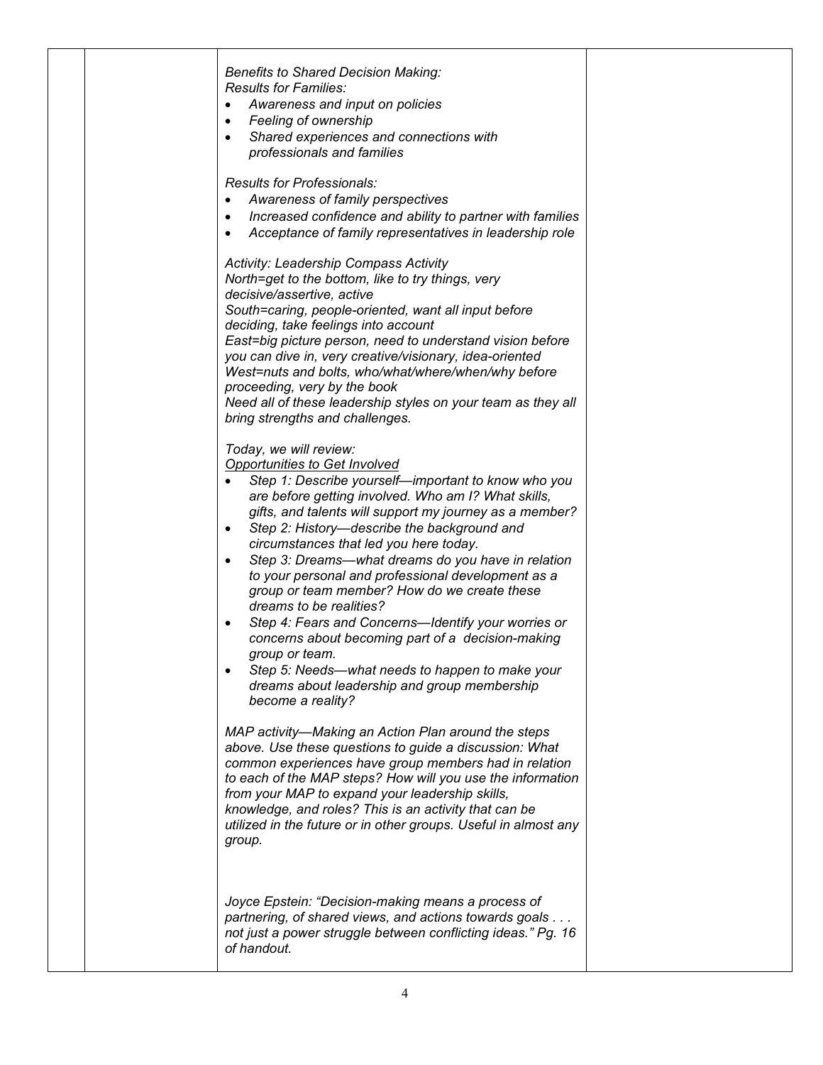| | | | |
|---|---|---|---|
| | | *Benefits to Shared Decision Making:*<br>*Results for Families:*<br>• *Awareness and input on policies*<br>• *Feeling of ownership*<br>• *Shared experiences and connections with professionals and families*<br><br>*Results for Professionals:*<br>• *Awareness of family perspectives*<br>• *Increased confidence and ability to partner with families*<br>• *Acceptance of family representatives in leadership role*<br><br>*Activity: Leadership Compass Activity*<br>*North=get to the bottom, like to try things, very decisive/assertive, active*<br>*South=caring, people-oriented, want all input before deciding, take feelings into account*<br>*East=big picture person, need to understand vision before you can dive in, very creative/visionary, idea-oriented*<br>*West=nuts and bolts, who/what/where/when/why before proceeding, very by the book*<br>*Need all of these leadership styles on your team as they all bring strengths and challenges.*<br><br>*Today, we will review:*<br>*<u>Opportunities to Get Involved</u>*<br>• *Step 1: Describe yourself—important to know who you are before getting involved. Who am I? What skills, gifts, and talents will support my journey as a member?*<br>• *Step 2: History—describe the background and circumstances that led you here today.*<br>• *Step 3: Dreams—what dreams do you have in relation to your personal and professional development as a group or team member? How do we create these dreams to be realities?*<br>• *Step 4: Fears and Concerns—Identify your worries or concerns about becoming part of a decision-making group or team.*<br>• *Step 5: Needs—what needs to happen to make your dreams about leadership and group membership become a reality?*<br><br>*MAP activity—Making an Action Plan around the steps above. Use these questions to guide a discussion: What common experiences have group members had in relation to each of the MAP steps? How will you use the information from your MAP to expand your leadership skills, knowledge, and roles? This is an activity that can be utilized in the future or in other groups. Useful in almost any group.*<br><br>*Joyce Epstein: "Decision-making means a process of partnering, of shared views, and actions towards goals . . . not just a power struggle between conflicting ideas." Pg. 16 of handout.* | |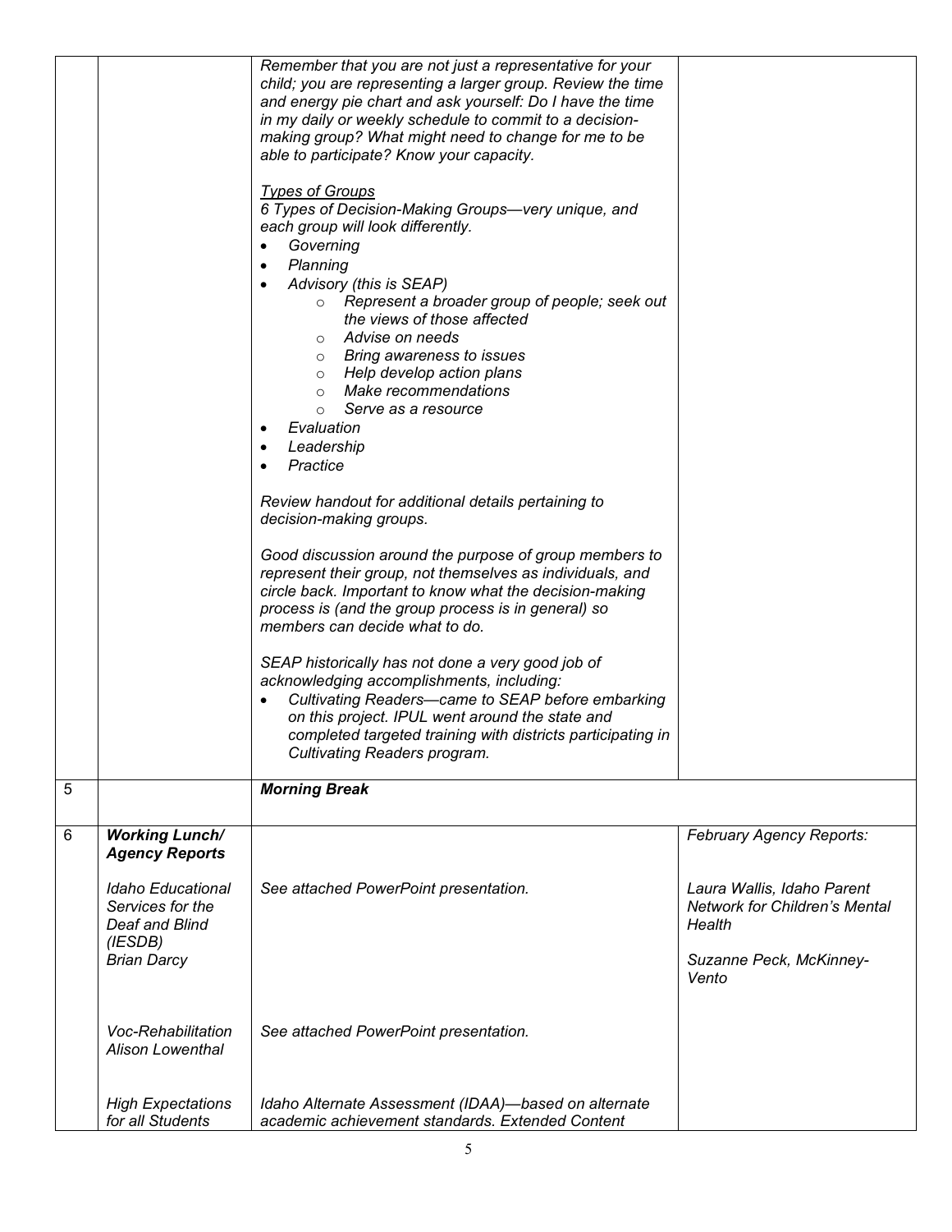| | | | |
|---|---|---|---|
| | | *Remember that you are not just a representative for your child; you are representing a larger group. Review the time and energy pie chart and ask yourself: Do I have the time in my daily or weekly schedule to commit to a decision-making group? What might need to change for me to be able to participate? Know your capacity.*<br><br>*<u>Types of Groups</u>*<br>*6 Types of Decision-Making Groups—very unique, and each group will look differently.*<br>• *Governing*<br>• *Planning*<br>• *Advisory (this is SEAP)*<br>&nbsp;&nbsp;&nbsp;&nbsp;o *Represent a broader group of people; seek out the views of those affected*<br>&nbsp;&nbsp;&nbsp;&nbsp;o *Advise on needs*<br>&nbsp;&nbsp;&nbsp;&nbsp;o *Bring awareness to issues*<br>&nbsp;&nbsp;&nbsp;&nbsp;o *Help develop action plans*<br>&nbsp;&nbsp;&nbsp;&nbsp;o *Make recommendations*<br>&nbsp;&nbsp;&nbsp;&nbsp;o *Serve as a resource*<br>• *Evaluation*<br>• *Leadership*<br>• *Practice*<br><br>*Review handout for additional details pertaining to decision-making groups.*<br><br>*Good discussion around the purpose of group members to represent their group, not themselves as individuals, and circle back. Important to know what the decision-making process is (and the group process is in general) so members can decide what to do.*<br><br>*SEAP historically has not done a very good job of acknowledging accomplishments, including:*<br>• *Cultivating Readers—came to SEAP before embarking on this project. IPUL went around the state and completed targeted training with districts participating in Cultivating Readers program.* | |
| 5 | | ***Morning Break*** | |
| 6 | ***Working Lunch/ Agency Reports***<br><br>*Idaho Educational Services for the Deaf and Blind (IESDB)*<br>*Brian Darcy*<br><br>*Voc-Rehabilitation*<br>*Alison Lowenthal*<br><br>*High Expectations for all Students* | *See attached PowerPoint presentation.*<br><br>*See attached PowerPoint presentation.*<br><br>*Idaho Alternate Assessment (IDAA)—based on alternate academic achievement standards. Extended Content* | *February Agency Reports:*<br><br>*Laura Wallis, Idaho Parent Network for Children's Mental Health*<br><br>*Suzanne Peck, McKinney-Vento* |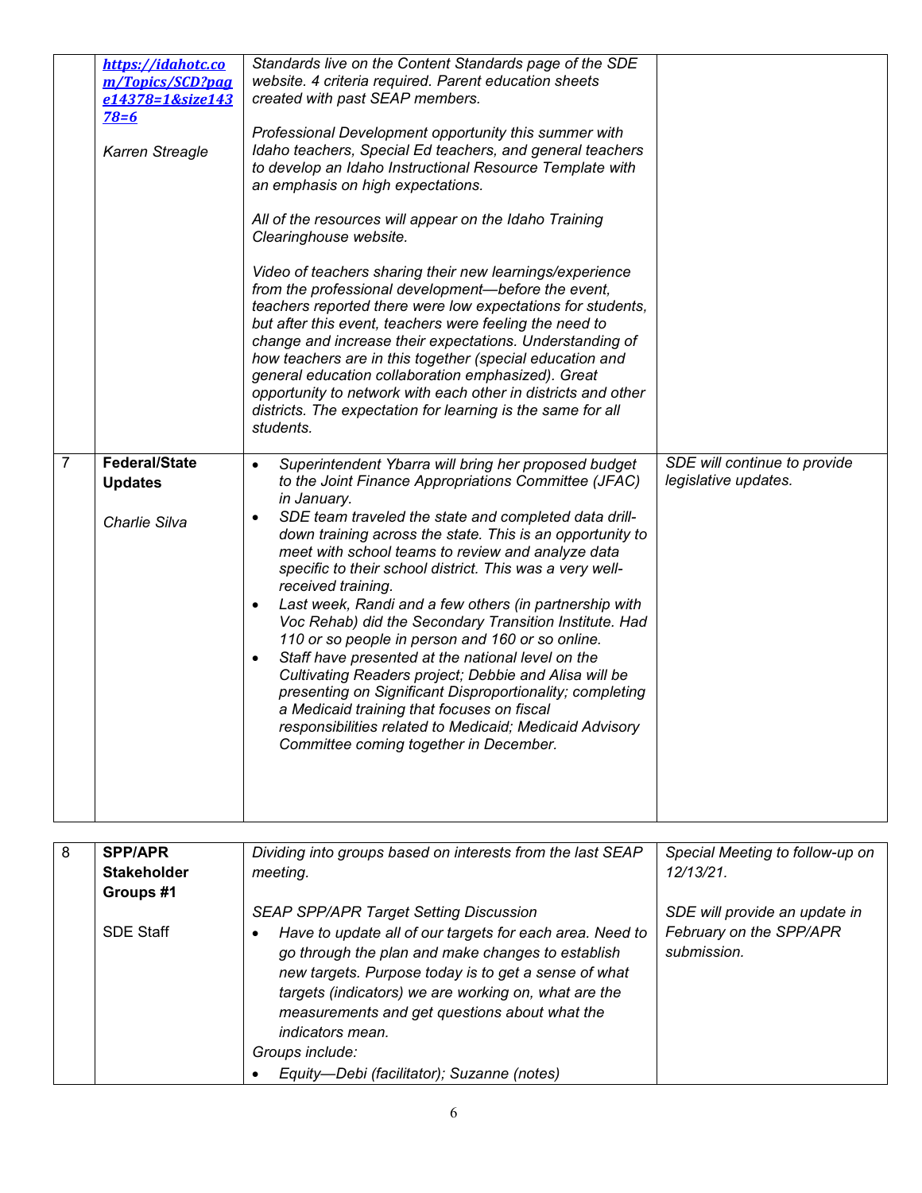|   |   |   |   |
|---|---|---|---|
|   | *https://idahotc.com/Topics/SCD?page14378=1&size14378=6*<br><br>*Karren Streagle* | *Standards live on the Content Standards page of the SDE website. 4 criteria required. Parent education sheets created with past SEAP members.*<br><br>*Professional Development opportunity this summer with Idaho teachers, Special Ed teachers, and general teachers to develop an Idaho Instructional Resource Template with an emphasis on high expectations.*<br><br>*All of the resources will appear on the Idaho Training Clearinghouse website.*<br><br>*Video of teachers sharing their new learnings/experience from the professional development—before the event, teachers reported there were low expectations for students, but after this event, teachers were feeling the need to change and increase their expectations. Understanding of how teachers are in this together (special education and general education collaboration emphasized). Great opportunity to network with each other in districts and other districts. The expectation for learning is the same for all students.* |   |
| 7 | **Federal/State Updates**<br><br>*Charlie Silva* | • *Superintendent Ybarra will bring her proposed budget to the Joint Finance Appropriations Committee (JFAC) in January.*<br>• *SDE team traveled the state and completed data drill-down training across the state. This is an opportunity to meet with school teams to review and analyze data specific to their school district. This was a very well-received training.*<br>• *Last week, Randi and a few others (in partnership with Voc Rehab) did the Secondary Transition Institute. Had 110 or so people in person and 160 or so online.*<br>• *Staff have presented at the national level on the Cultivating Readers project; Debbie and Alisa will be presenting on Significant Disproportionality; completing a Medicaid training that focuses on fiscal responsibilities related to Medicaid; Medicaid Advisory Committee coming together in December.* | *SDE will continue to provide legislative updates.* |

|   |   |   |   |
|---|---|---|---|
| 8 | **SPP/APR Stakeholder Groups #1**<br><br>SDE Staff | *Dividing into groups based on interests from the last SEAP meeting.*<br><br>*SEAP SPP/APR Target Setting Discussion*<br>• *Have to update all of our targets for each area. Need to go through the plan and make changes to establish new targets. Purpose today is to get a sense of what targets (indicators) we are working on, what are the measurements and get questions about what the indicators mean.*<br><br>*Groups include:*<br>• *Equity—Debi (facilitator); Suzanne (notes)* | *Special Meeting to follow-up on 12/13/21.*<br><br>*SDE will provide an update in February on the SPP/APR submission.* |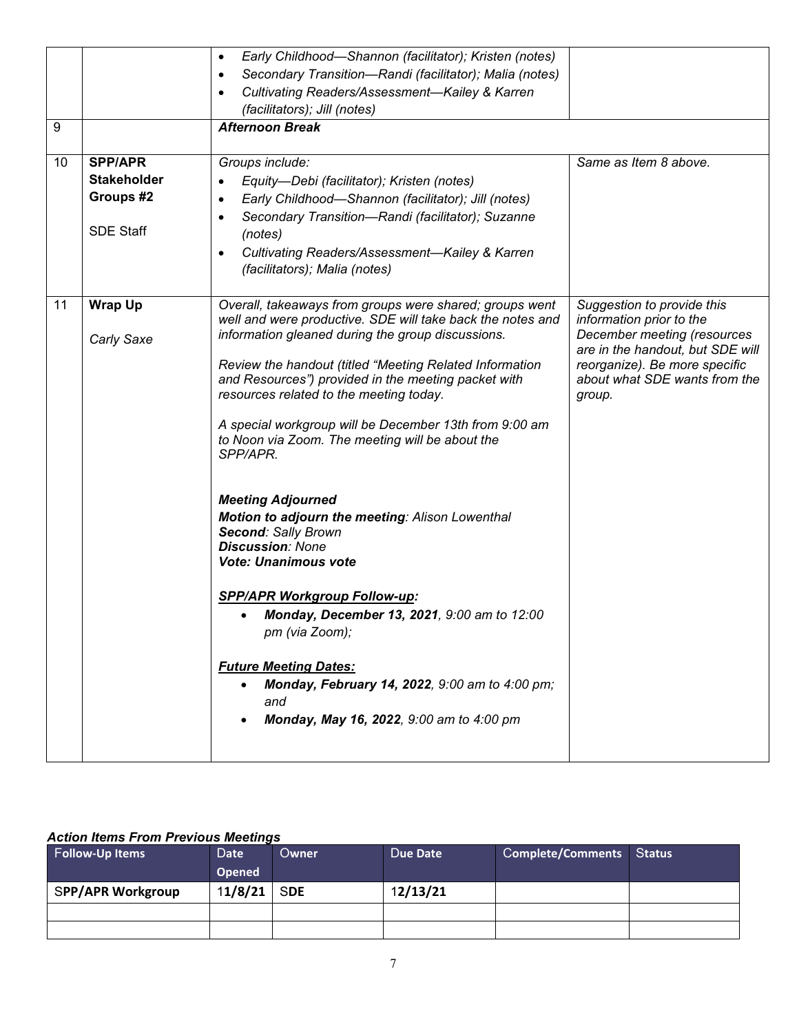| | | | |
|---|---|---|---|
| | | • *Early Childhood—Shannon (facilitator); Kristen (notes)*<br>• *Secondary Transition—Randi (facilitator); Malia (notes)*<br>• *Cultivating Readers/Assessment—Kailey & Karren (facilitators); Jill (notes)* | |
| 9 | | ***Afternoon Break*** | |
| 10 | **SPP/APR Stakeholder Groups #2**<br><br>SDE Staff | *Groups include:*<br>• *Equity—Debi (facilitator); Kristen (notes)*<br>• *Early Childhood—Shannon (facilitator); Jill (notes)*<br>• *Secondary Transition—Randi (facilitator); Suzanne (notes)*<br>• *Cultivating Readers/Assessment—Kailey & Karren (facilitators); Malia (notes)* | *Same as Item 8 above.* |
| 11 | **Wrap Up**<br><br>*Carly Saxe* | *Overall, takeaways from groups were shared; groups went well and were productive. SDE will take back the notes and information gleaned during the group discussions.*<br><br>*Review the handout (titled "Meeting Related Information and Resources") provided in the meeting packet with resources related to the meeting today.*<br><br>*A special workgroup will be December 13th from 9:00 am to Noon via Zoom. The meeting will be about the SPP/APR.*<br><br>***Meeting Adjourned***<br>***Motion to adjourn the meeting**: Alison Lowenthal*<br>***Second**: Sally Brown*<br>***Discussion**: None*<br>***Vote: Unanimous vote***<br><br>***<u>SPP/APR Workgroup Follow-up</u>:***<br>• ***Monday, December 13, 2021**, 9:00 am to 12:00 pm (via Zoom);*<br><br>***<u>Future Meeting Dates:</u>***<br>• ***Monday, February 14, 2022**, 9:00 am to 4:00 pm; and*<br>• ***Monday, May 16, 2022**, 9:00 am to 4:00 pm* | *Suggestion to provide this information prior to the December meeting (resources are in the handout, but SDE will reorganize). Be more specific about what SDE wants from the group.* |

***Action Items From Previous Meetings***

| Follow-Up Items | Date Opened | Owner | Due Date | Complete/Comments | Status |
|---|---|---|---|---|---|
| **SPP/APR Workgroup** | **11/8/21** | **SDE** | **12/13/21** | | |
| | | | | | |
| | | | | | |